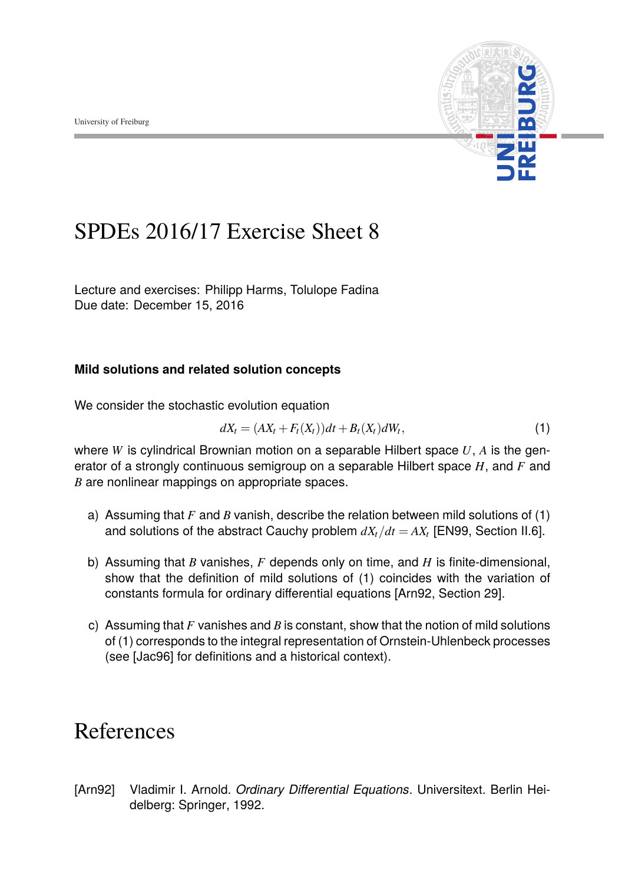# SPDEs 2016/17 Exercise Sheet 8

Lecture and exercises: Philipp Harms, Tolulope Fadina
Due date: December 15, 2016

### Mild solutions and related solution concepts

We consider the stochastic evolution equation

$$dX_t = (AX_t + F_t(X_t))dt + B_t(X_t)dW_t, \tag{1}$$

where $W$ is cylindrical Brownian motion on a separable Hilbert space $U$, $A$ is the generator of a strongly continuous semigroup on a separable Hilbert space $H$, and $F$ and $B$ are nonlinear mappings on appropriate spaces.

a) Assuming that $F$ and $B$ vanish, describe the relation between mild solutions of (1) and solutions of the abstract Cauchy problem $dX_t/dt = AX_t$ [EN99, Section II.6].

b) Assuming that $B$ vanishes, $F$ depends only on time, and $H$ is finite-dimensional, show that the definition of mild solutions of (1) coincides with the variation of constants formula for ordinary differential equations [Arn92, Section 29].

c) Assuming that $F$ vanishes and $B$ is constant, show that the notion of mild solutions of (1) corresponds to the integral representation of Ornstein-Uhlenbeck processes (see [Jac96] for definitions and a historical context).

# References

[Arn92] Vladimir I. Arnold. *Ordinary Differential Equations*. Universitext. Berlin Heidelberg: Springer, 1992.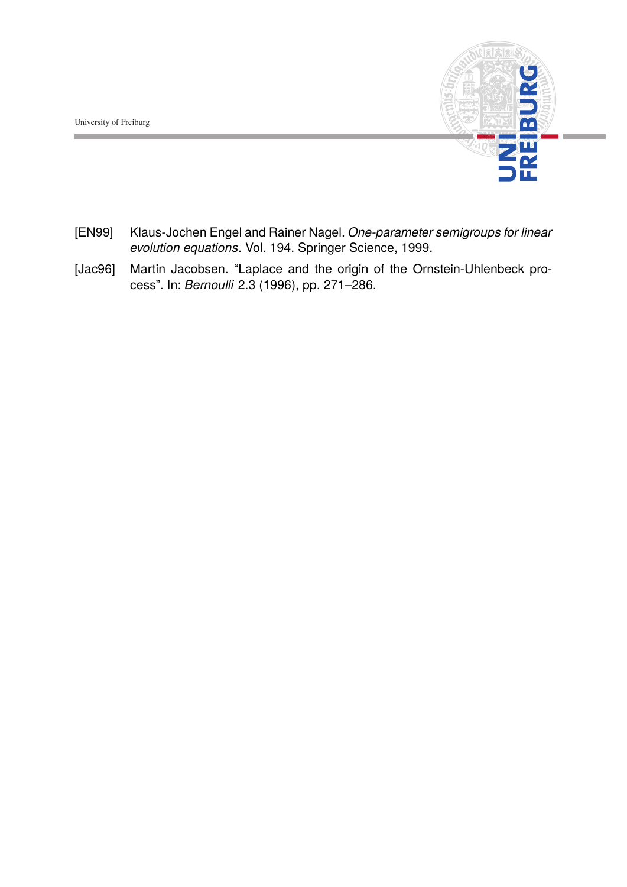[EN99] Klaus-Jochen Engel and Rainer Nagel. *One-parameter semigroups for linear evolution equations*. Vol. 194. Springer Science, 1999.

[Jac96] Martin Jacobsen. "Laplace and the origin of the Ornstein-Uhlenbeck process". In: *Bernoulli* 2.3 (1996), pp. 271–286.